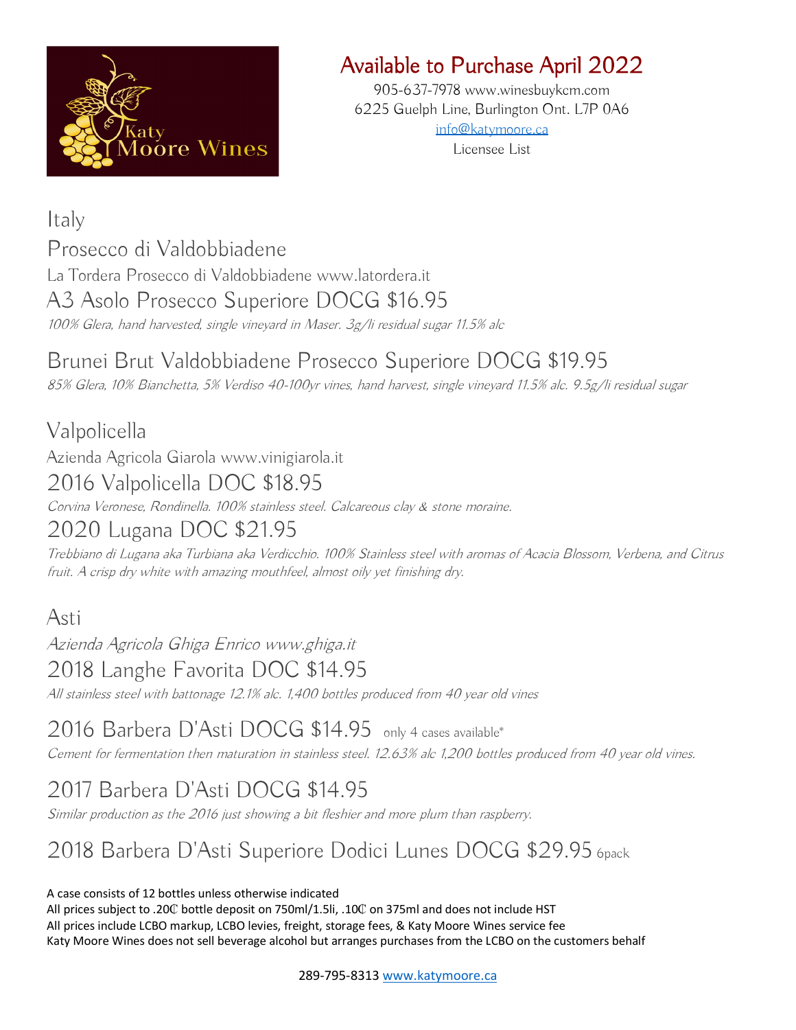# Available to Purchase April 2022

905-637-7978 www.winesbuykcm.com
6225 Guelph Line, Burlington Ont. L7P 0A6
info@katymoore.ca
Licensee List

# Italy

## Prosecco di Valdobbiadene

La Tordera Prosecco di Valdobbiadene www.latordera.it

### A3 Asolo Prosecco Superiore DOCG $16.95

*100% Glera, hand harvested, single vineyard in Maser. 3g/li residual sugar 11.5% alc*

### Brunei Brut Valdobbiadene Prosecco Superiore DOCG $19.95

*85% Glera, 10% Bianchetta, 5% Verdiso 40-100yr vines, hand harvest, single vineyard 11.5% alc. 9.5g/li residual sugar*

## Valpolicella

Azienda Agricola Giarola www.vinigiarola.it

### 2016 Valpolicella DOC $18.95

*Corvina Veronese, Rondinella. 100% stainless steel. Calcareous clay & stone moraine.*

### 2020 Lugana DOC $21.95

*Trebbiano di Lugana aka Turbiana aka Verdicchio. 100% Stainless steel with aromas of Acacia Blossom, Verbena, and Citrus fruit. A crisp dry white with amazing mouthfeel, almost oily yet finishing dry.*

## Asti

*Azienda Agricola Ghiga Enrico www.ghiga.it*

### 2018 Langhe Favorita DOC $14.95

*All stainless steel with battonage 12.1% alc. 1,400 bottles produced from 40 year old vines*

### 2016 Barbera D'Asti DOCG $14.95 only 4 cases available*

*Cement for fermentation then maturation in stainless steel. 12.63% alc 1,200 bottles produced from 40 year old vines.*

### 2017 Barbera D'Asti DOCG $14.95

*Similar production as the 2016 just showing a bit fleshier and more plum than raspberry.*

### 2018 Barbera D'Asti Superiore Dodici Lunes DOCG $29.95 6pack

A case consists of 12 bottles unless otherwise indicated
All prices subject to .20₵ bottle deposit on 750ml/1.5li, .10₵ on 375ml and does not include HST
All prices include LCBO markup, LCBO levies, freight, storage fees, & Katy Moore Wines service fee
Katy Moore Wines does not sell beverage alcohol but arranges purchases from the LCBO on the customers behalf

289-795-8313 www.katymoore.ca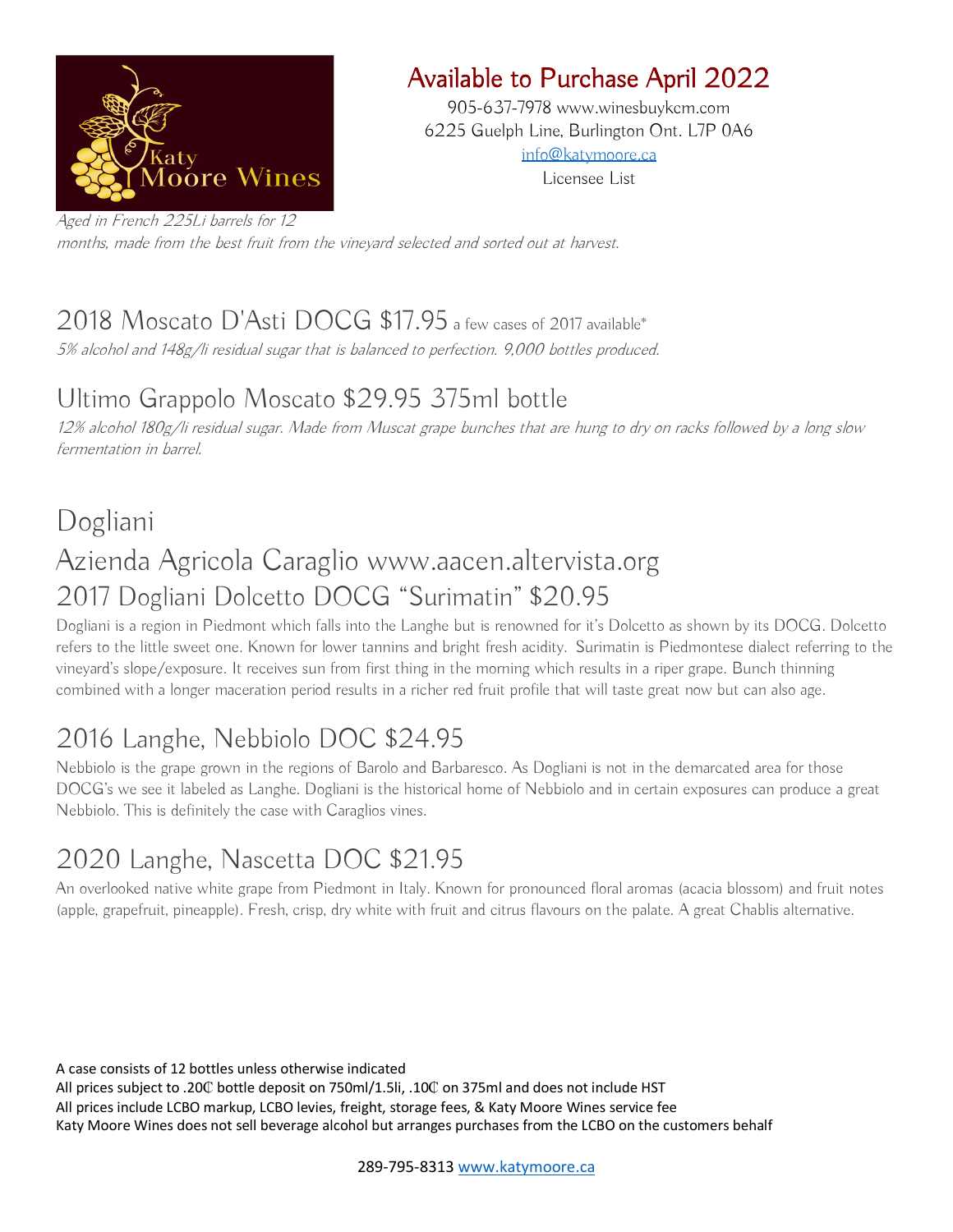# Available to Purchase April 2022

905-637-7978 www.winesbuykcm.com
6225 Guelph Line, Burlington Ont. L7P 0A6
info@katymoore.ca
Licensee List

*Aged in French 225Li barrels for 12 months, made from the best fruit from the vineyard selected and sorted out at harvest.*

## 2018 Moscato D'Asti DOCG $17.95 a few cases of 2017 available*

*5% alcohol and 148g/li residual sugar that is balanced to perfection. 9,000 bottles produced.*

## Ultimo Grappolo Moscato $29.95 375ml bottle

*12% alcohol 180g/li residual sugar. Made from Muscat grape bunches that are hung to dry on racks followed by a long slow fermentation in barrel.*

# Dogliani

# Azienda Agricola Caraglio www.aacen.altervista.org

## 2017 Dogliani Dolcetto DOCG "Surimatin" $20.95

Dogliani is a region in Piedmont which falls into the Langhe but is renowned for it's Dolcetto as shown by its DOCG. Dolcetto refers to the little sweet one. Known for lower tannins and bright fresh acidity. Surimatin is Piedmontese dialect referring to the vineyard's slope/exposure. It receives sun from first thing in the morning which results in a riper grape. Bunch thinning combined with a longer maceration period results in a richer red fruit profile that will taste great now but can also age.

## 2016 Langhe, Nebbiolo DOC $24.95

Nebbiolo is the grape grown in the regions of Barolo and Barbaresco. As Dogliani is not in the demarcated area for those DOCG's we see it labeled as Langhe. Dogliani is the historical home of Nebbiolo and in certain exposures can produce a great Nebbiolo. This is definitely the case with Caraglios vines.

## 2020 Langhe, Nascetta DOC $21.95

An overlooked native white grape from Piedmont in Italy. Known for pronounced floral aromas (acacia blossom) and fruit notes (apple, grapefruit, pineapple). Fresh, crisp, dry white with fruit and citrus flavours on the palate. A great Chablis alternative.

A case consists of 12 bottles unless otherwise indicated
All prices subject to .20₵ bottle deposit on 750ml/1.5li, .10₵ on 375ml and does not include HST
All prices include LCBO markup, LCBO levies, freight, storage fees, & Katy Moore Wines service fee
Katy Moore Wines does not sell beverage alcohol but arranges purchases from the LCBO on the customers behalf

289-795-8313 www.katymoore.ca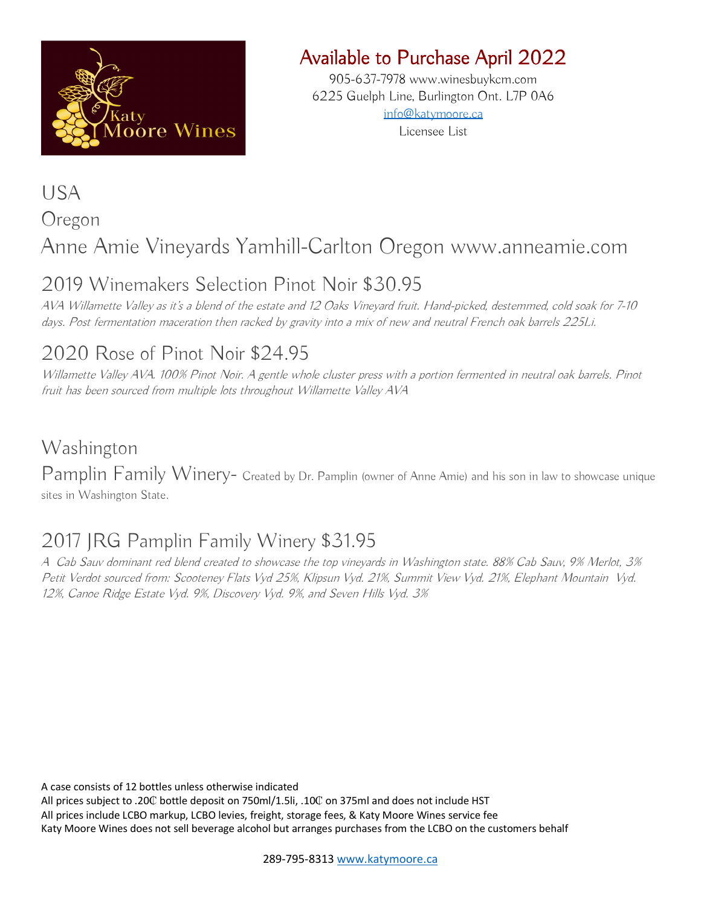## Available to Purchase April 2022

905-637-7978 www.winesbuykcm.com
6225 Guelph Line, Burlington Ont. L7P 0A6
info@katymoore.ca
Licensee List

# USA

## Oregon

## Anne Amie Vineyards Yamhill-Carlton Oregon www.anneamie.com

### 2019 Winemakers Selection Pinot Noir $30.95

*AVA Willamette Valley as it's a blend of the estate and 12 Oaks Vineyard fruit. Hand-picked, destemmed, cold soak for 7-10 days. Post fermentation maceration then racked by gravity into a mix of new and neutral French oak barrels 225Li.*

### 2020 Rose of Pinot Noir $24.95

*Willamette Valley AVA. 100% Pinot Noir. A gentle whole cluster press with a portion fermented in neutral oak barrels. Pinot fruit has been sourced from multiple lots throughout Willamette Valley AVA*

## Washington

## Pamplin Family Winery- Created by Dr. Pamplin (owner of Anne Amie) and his son in law to showcase unique sites in Washington State.

### 2017 JRG Pamplin Family Winery $31.95

*A Cab Sauv dominant red blend created to showcase the top vineyards in Washington state. 88% Cab Sauv, 9% Merlot, 3% Petit Verdot sourced from: Scooteney Flats Vyd 25%, Klipsun Vyd. 21%, Summit View Vyd. 21%, Elephant Mountain Vyd. 12%, Canoe Ridge Estate Vyd. 9%, Discovery Vyd. 9%, and Seven Hills Vyd. 3%*

A case consists of 12 bottles unless otherwise indicated
All prices subject to .20₵ bottle deposit on 750ml/1.5li, .10₵ on 375ml and does not include HST
All prices include LCBO markup, LCBO levies, freight, storage fees, & Katy Moore Wines service fee
Katy Moore Wines does not sell beverage alcohol but arranges purchases from the LCBO on the customers behalf

289-795-8313 www.katymoore.ca